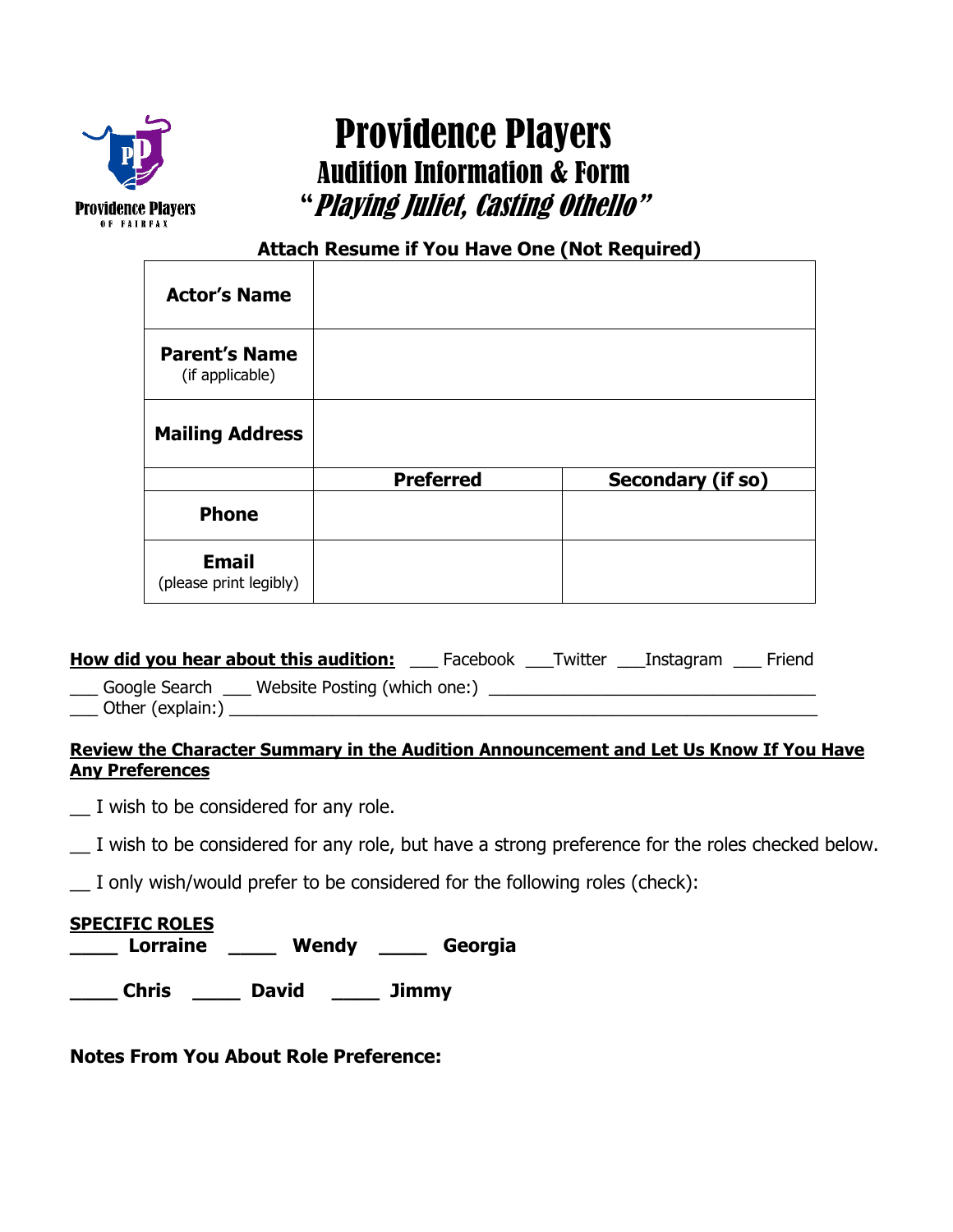Providence Players OF FAIRFAX

# Providence Players

## Audition Information & Form

## "*Playing Juliet, Casting Othello*"

**Attach Resume if You Have One (Not Required)**

| | | |
|---|---|---|
| **Actor's Name** | | |
| **Parent's Name** (if applicable) | | |
| **Mailing Address** | | |
| | **Preferred** | **Secondary (if so)** |
| **Phone** | | |
| **Email** (please print legibly) | | |

**How did you hear about this audition:** ___ Facebook ___Twitter ___Instagram ___ Friend
___ Google Search ___ Website Posting (which one:) ________________________________
___ Other (explain:) ____________________________________________________________

**Review the Character Summary in the Audition Announcement and Let Us Know If You Have Any Preferences**

__ I wish to be considered for any role.

__ I wish to be considered for any role, but have a strong preference for the roles checked below.

__ I only wish/would prefer to be considered for the following roles (check):

**SPECIFIC ROLES**

**____ Lorraine ____ Wendy ____ Georgia**

**____ Chris ____ David ____ Jimmy**

**Notes From You About Role Preference:**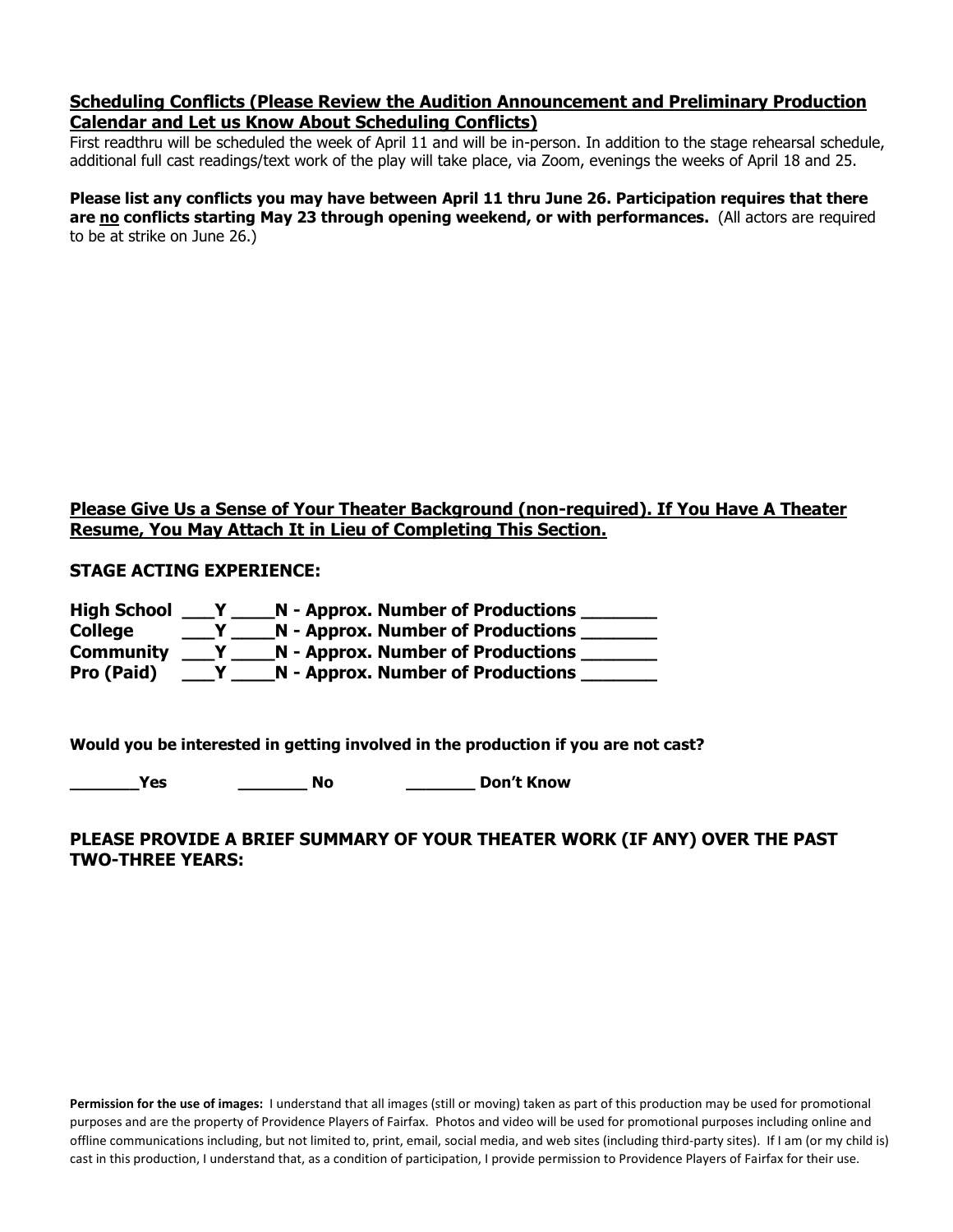**Scheduling Conflicts (Please Review the Audition Announcement and Preliminary Production Calendar and Let us Know About Scheduling Conflicts)**

First readthru will be scheduled the week of April 11 and will be in-person. In addition to the stage rehearsal schedule, additional full cast readings/text work of the play will take place, via Zoom, evenings the weeks of April 18 and 25.

**Please list any conflicts you may have between April 11 thru June 26. Participation requires that there are <u>no</u> conflicts starting May 23 through opening weekend, or with performances.** (All actors are required to be at strike on June 26.)

**Please Give Us a Sense of Your Theater Background (non-required). If You Have A Theater Resume, You May Attach It in Lieu of Completing This Section.**

**STAGE ACTING EXPERIENCE:**

**High School ___Y ____N - Approx. Number of Productions _______**
**College ___Y ____N - Approx. Number of Productions _______**
**Community ___Y ____N - Approx. Number of Productions _______**
**Pro (Paid) ___Y ____N - Approx. Number of Productions _______**

**Would you be interested in getting involved in the production if you are not cast?**

**_______Yes _______ No _______ Don't Know**

**PLEASE PROVIDE A BRIEF SUMMARY OF YOUR THEATER WORK (IF ANY) OVER THE PAST TWO-THREE YEARS:**

**Permission for the use of images:** I understand that all images (still or moving) taken as part of this production may be used for promotional purposes and are the property of Providence Players of Fairfax. Photos and video will be used for promotional purposes including online and offline communications including, but not limited to, print, email, social media, and web sites (including third-party sites). If I am (or my child is) cast in this production, I understand that, as a condition of participation, I provide permission to Providence Players of Fairfax for their use.